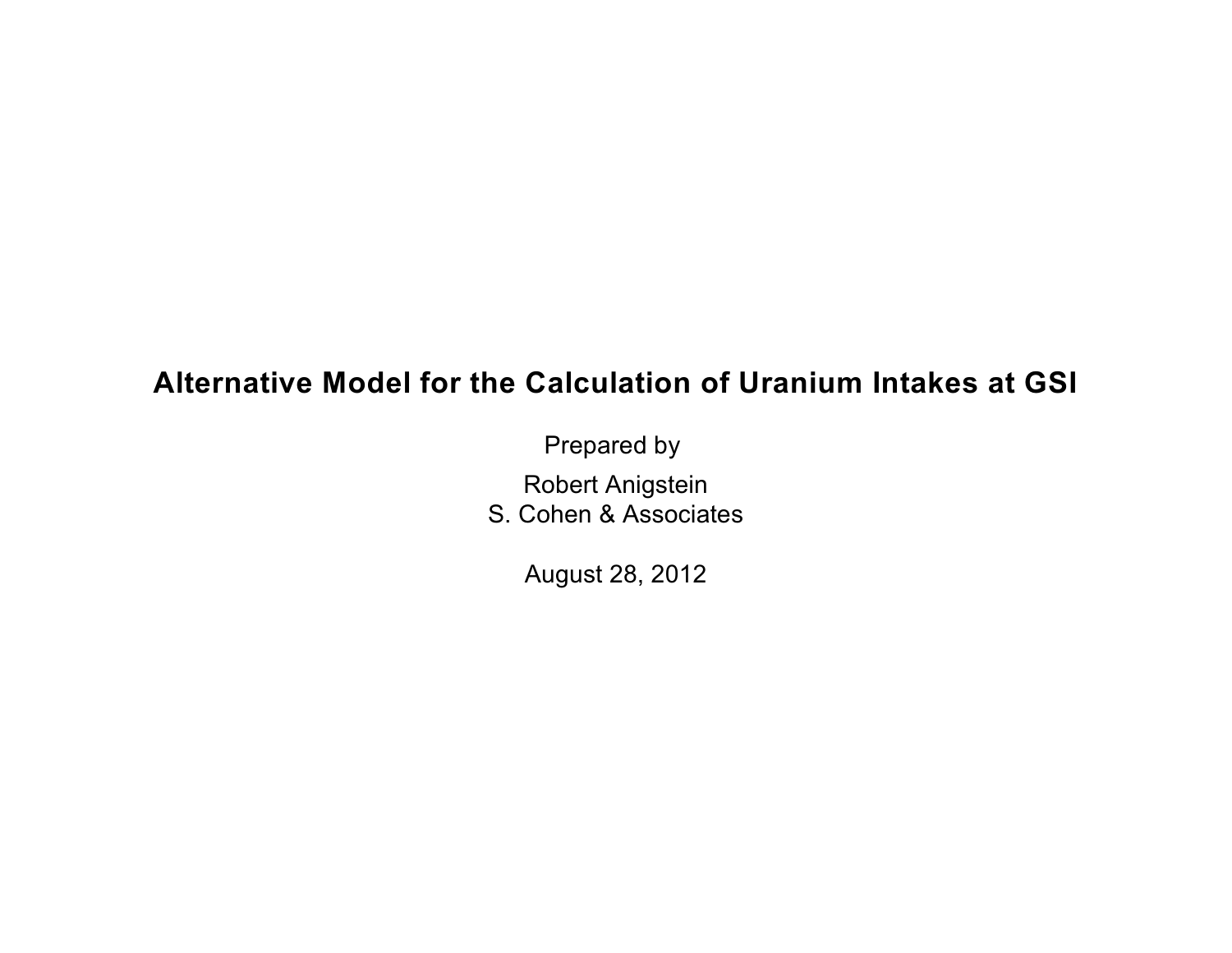# Alternative Model for the Calculation of Uranium Intakes at GSI

Prepared by

Robert Anigstein
S. Cohen & Associates

August 28, 2012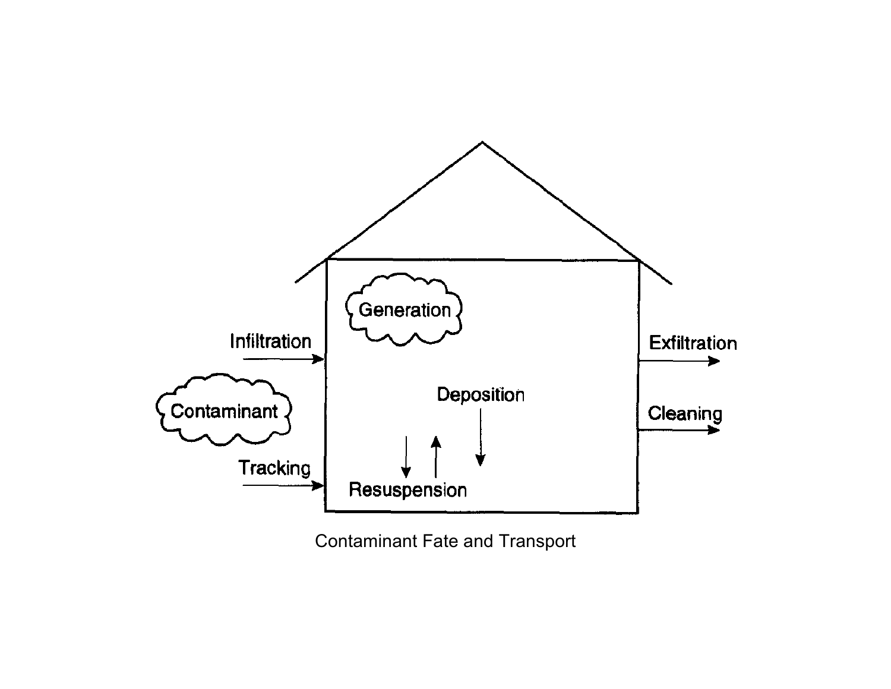Contaminant Fate and Transport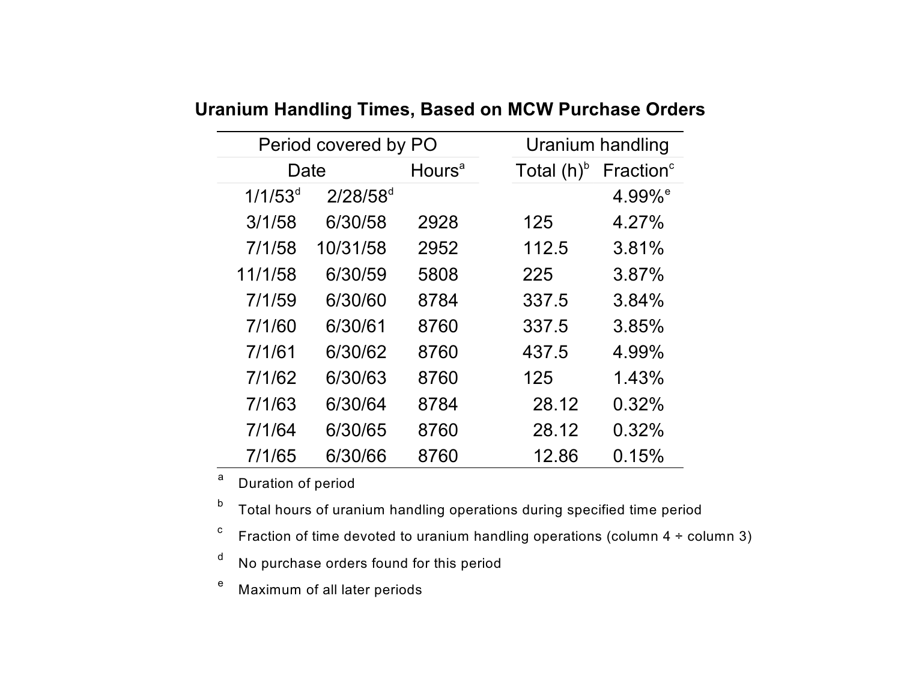**Uranium Handling Times, Based on MCW Purchase Orders**

| Period covered by PO | | | Uranium handling | |
|---|---|---|---|---|
| Date | | Hours[a] | Total (h)[b] | Fraction[c] |
| 1/1/53[d] | 2/28/58[d] | | | 4.99%[e] |
| 3/1/58 | 6/30/58 | 2928 | 125 | 4.27% |
| 7/1/58 | 10/31/58 | 2952 | 112.5 | 3.81% |
| 11/1/58 | 6/30/59 | 5808 | 225 | 3.87% |
| 7/1/59 | 6/30/60 | 8784 | 337.5 | 3.84% |
| 7/1/60 | 6/30/61 | 8760 | 337.5 | 3.85% |
| 7/1/61 | 6/30/62 | 8760 | 437.5 | 4.99% |
| 7/1/62 | 6/30/63 | 8760 | 125 | 1.43% |
| 7/1/63 | 6/30/64 | 8784 | 28.12 | 0.32% |
| 7/1/64 | 6/30/65 | 8760 | 28.12 | 0.32% |
| 7/1/65 | 6/30/66 | 8760 | 12.86 | 0.15% |

[a] Duration of period

[b] Total hours of uranium handling operations during specified time period

[c] Fraction of time devoted to uranium handling operations (column 4 ÷ column 3)

[d] No purchase orders found for this period

[e] Maximum of all later periods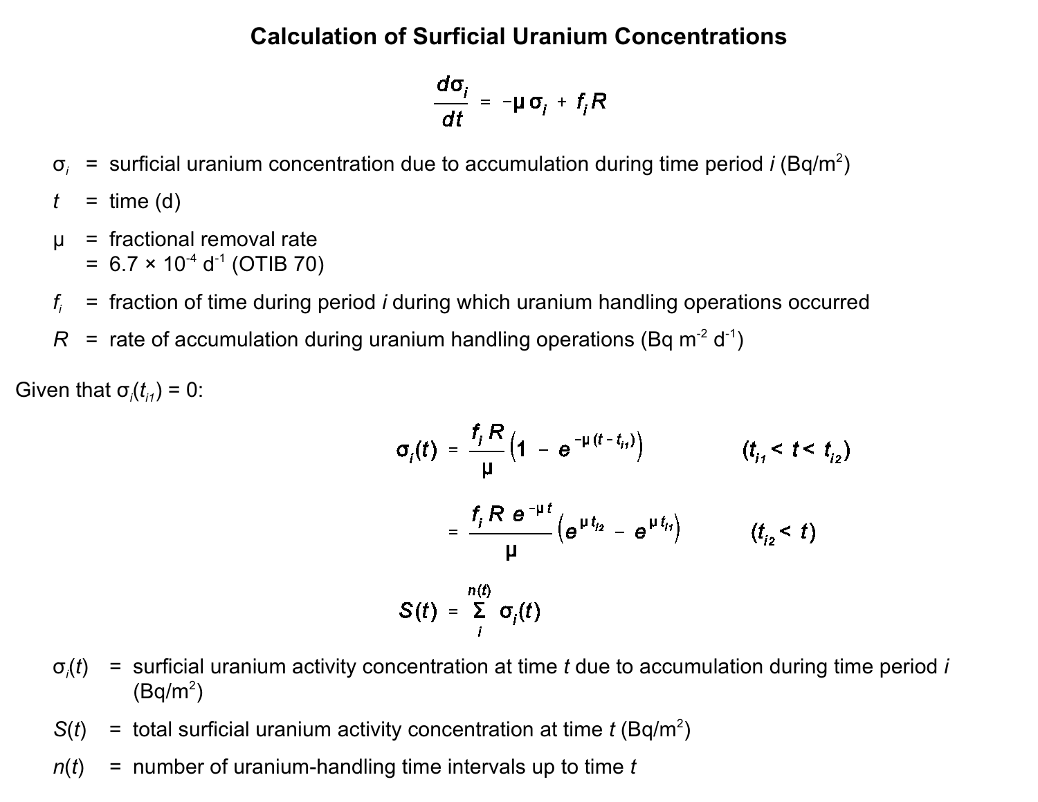# Calculation of Surficial Uranium Concentrations

$$\frac{d\sigma_i}{dt} = -\mu\,\sigma_i + f_i R$$

$\sigma_i$ = surficial uranium concentration due to accumulation during time period $i$ (Bq/m$^2$)

$t$ = time (d)

$\mu$ = fractional removal rate
= $6.7 \times 10^{-4}$ d$^{-1}$ (OTIB 70)

$f_i$ = fraction of time during period $i$ during which uranium handling operations occurred

$R$ = rate of accumulation during uranium handling operations (Bq m$^{-2}$ d$^{-1}$)

Given that $\sigma_i(t_{i1}) = 0$:

$$\sigma_i(t) = \frac{f_i R}{\mu}\left(1 - e^{-\mu (t - t_{i1})}\right) \qquad (t_{i1} < t < t_{i2})$$

$$= \frac{f_i R\, e^{-\mu t}}{\mu}\left(e^{\mu t_{i2}} - e^{\mu t_{i1}}\right) \qquad (t_{i2} < t)$$

$$S(t) = \sum_{i}^{n(t)} \sigma_i(t)$$

$\sigma_i(t)$ = surficial uranium activity concentration at time $t$ due to accumulation during time period $i$ (Bq/m$^2$)

$S(t)$ = total surficial uranium activity concentration at time $t$ (Bq/m$^2$)

$n(t)$ = number of uranium-handling time intervals up to time $t$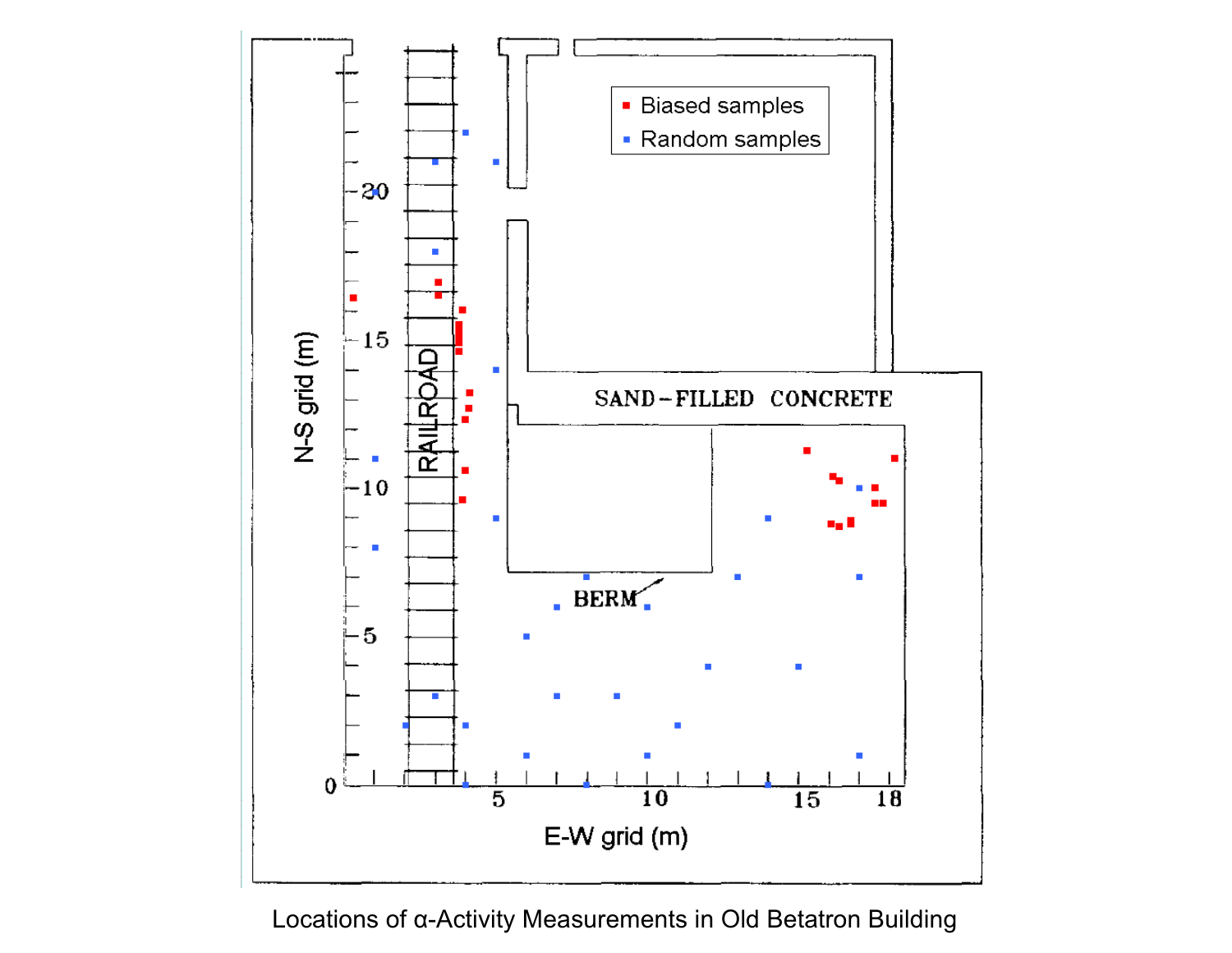Locations of α-Activity Measurements in Old Betatron Building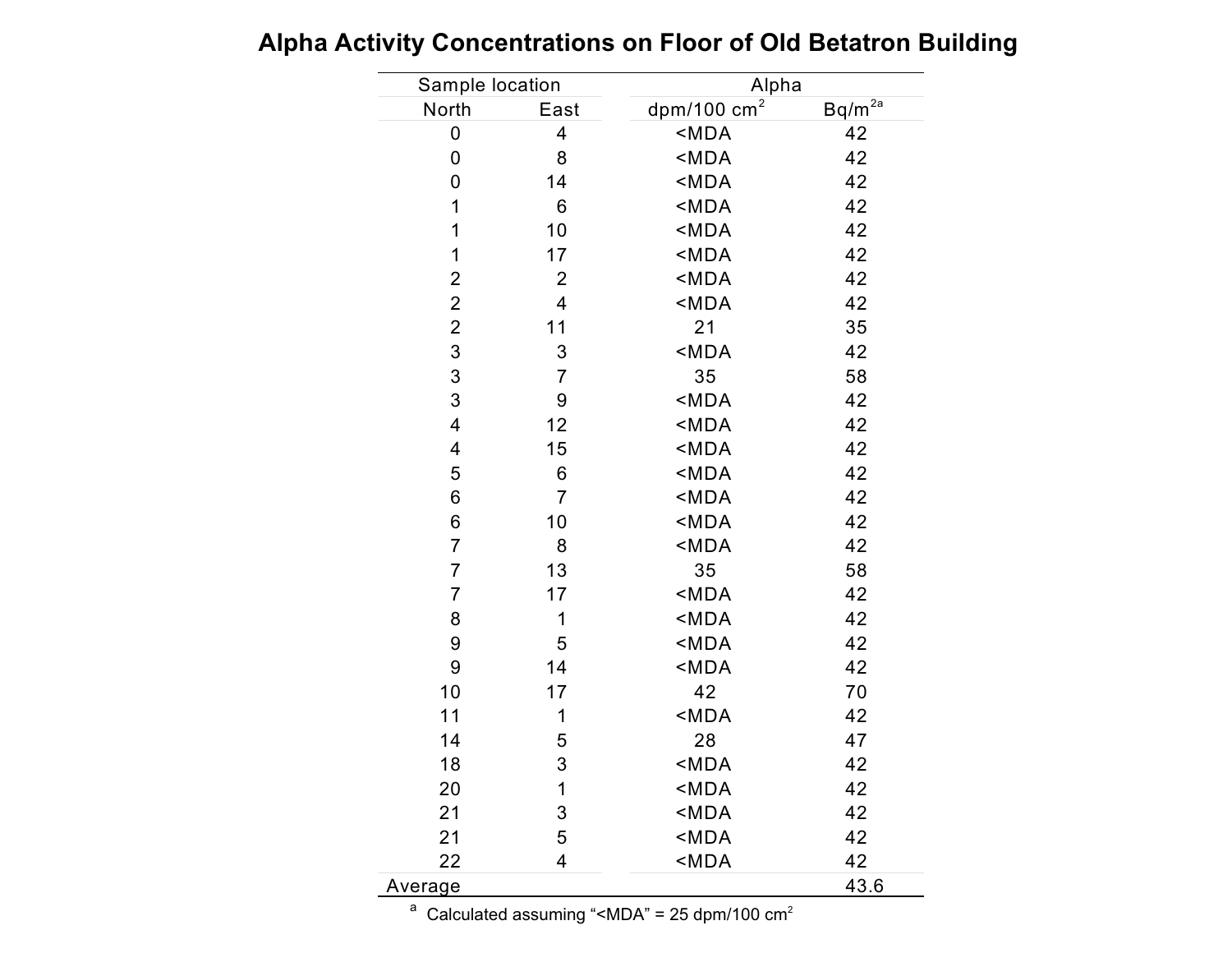# Alpha Activity Concentrations on Floor of Old Betatron Building

| Sample location | | Alpha | |
|---|---|---|---|
| North | East | dpm/100 $cm^2$ | Bq/$m^2$ [a] |
| 0 | 4 | <MDA | 42 |
| 0 | 8 | <MDA | 42 |
| 0 | 14 | <MDA | 42 |
| 1 | 6 | <MDA | 42 |
| 1 | 10 | <MDA | 42 |
| 1 | 17 | <MDA | 42 |
| 2 | 2 | <MDA | 42 |
| 2 | 4 | <MDA | 42 |
| 2 | 11 | 21 | 35 |
| 3 | 3 | <MDA | 42 |
| 3 | 7 | 35 | 58 |
| 3 | 9 | <MDA | 42 |
| 4 | 12 | <MDA | 42 |
| 4 | 15 | <MDA | 42 |
| 5 | 6 | <MDA | 42 |
| 6 | 7 | <MDA | 42 |
| 6 | 10 | <MDA | 42 |
| 7 | 8 | <MDA | 42 |
| 7 | 13 | 35 | 58 |
| 7 | 17 | <MDA | 42 |
| 8 | 1 | <MDA | 42 |
| 9 | 5 | <MDA | 42 |
| 9 | 14 | <MDA | 42 |
| 10 | 17 | 42 | 70 |
| 11 | 1 | <MDA | 42 |
| 14 | 5 | 28 | 47 |
| 18 | 3 | <MDA | 42 |
| 20 | 1 | <MDA | 42 |
| 21 | 3 | <MDA | 42 |
| 21 | 5 | <MDA | 42 |
| 22 | 4 | <MDA | 42 |
| Average | | | 43.6 |

[a] Calculated assuming "<MDA" = 25 dpm/100 $cm^2$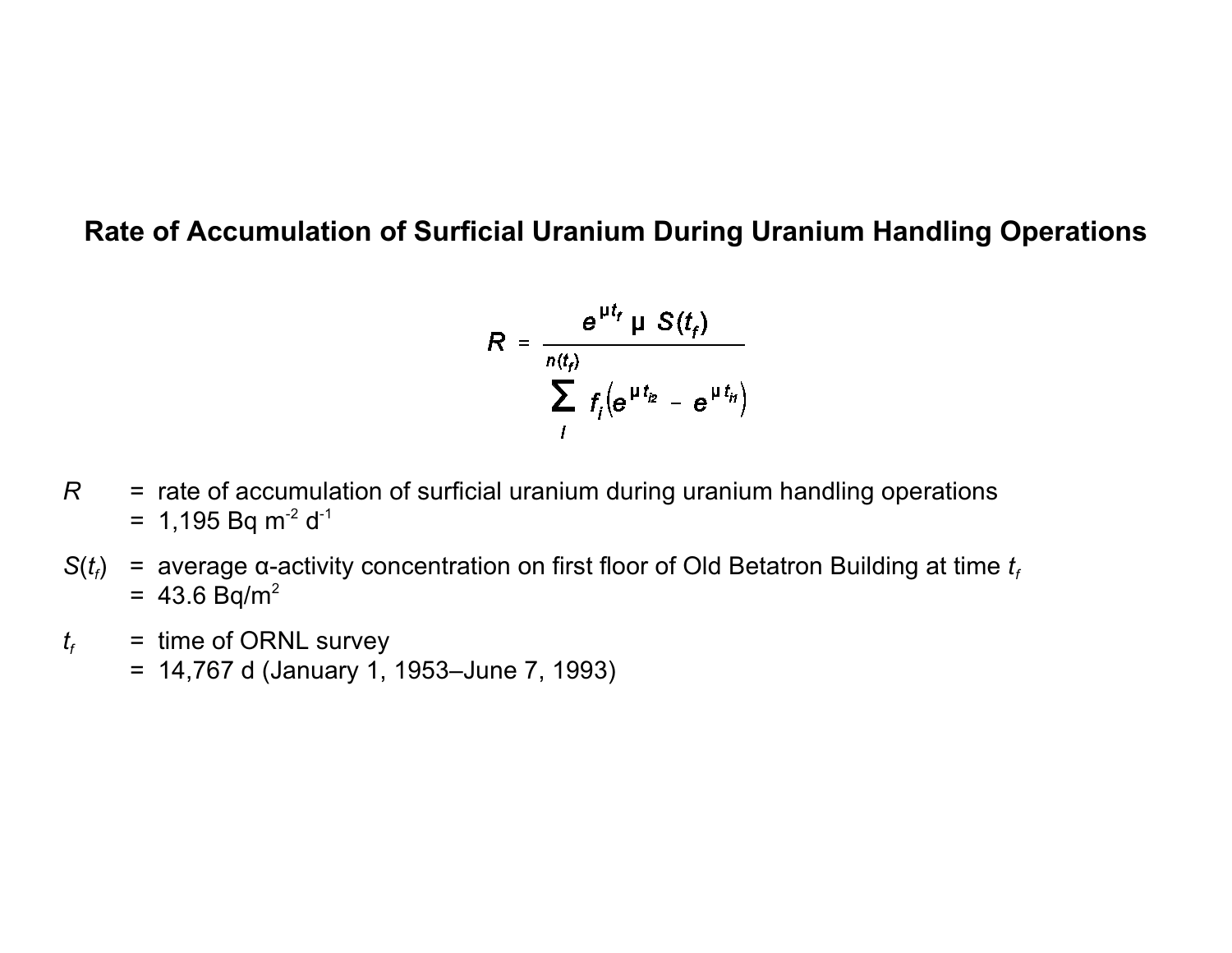## Rate of Accumulation of Surficial Uranium During Uranium Handling Operations

$$R = \frac{e^{\mu t_f} \, \mu \, S(t_f)}{\sum_{i}^{n(t_f)} f_i \left( e^{\mu t_{i2}} - e^{\mu t_{i1}} \right)}$$

$R$ = rate of accumulation of surficial uranium during uranium handling operations
= 1,195 Bq $m^{-2}$ $d^{-1}$

$S(t_f)$ = average α-activity concentration on first floor of Old Betatron Building at time $t_f$
= 43.6 Bq/$m^2$

$t_f$ = time of ORNL survey
= 14,767 d (January 1, 1953–June 7, 1993)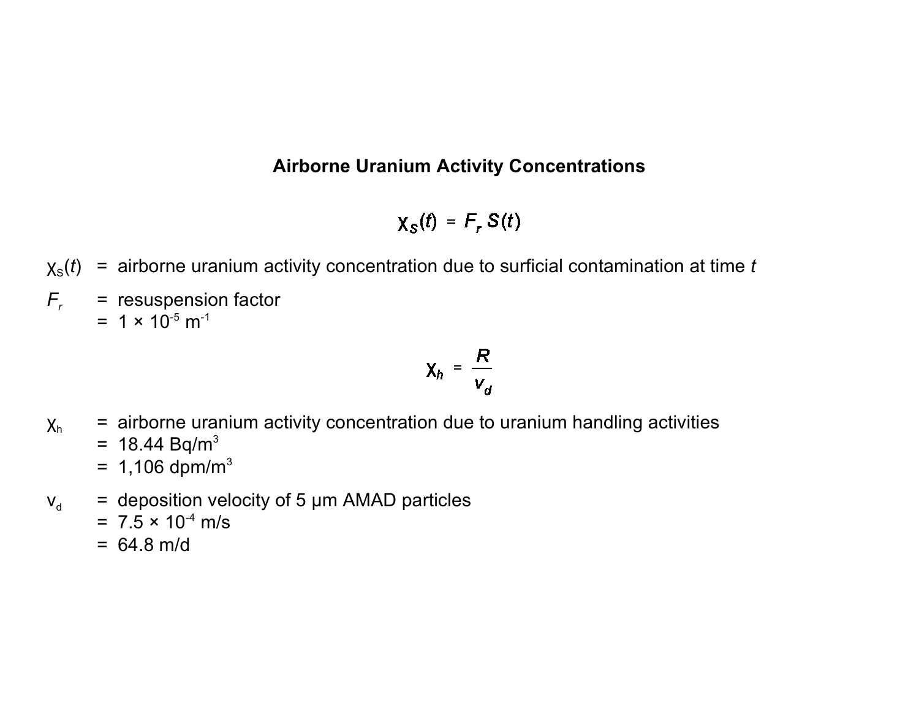## Airborne Uranium Activity Concentrations

$$\chi_S(t) = F_r \, S(t)$$

$\chi_S(t)$ = airborne uranium activity concentration due to surficial contamination at time $t$

$F_r$ = resuspension factor
= $1 \times 10^{-5}$ $m^{-1}$

$$\chi_h = \frac{R}{v_d}$$

$\chi_h$ = airborne uranium activity concentration due to uranium handling activities
= 18.44 $Bq/m^3$
= 1,106 $dpm/m^3$

$v_d$ = deposition velocity of 5 μm AMAD particles
= $7.5 \times 10^{-4}$ m/s
= 64.8 m/d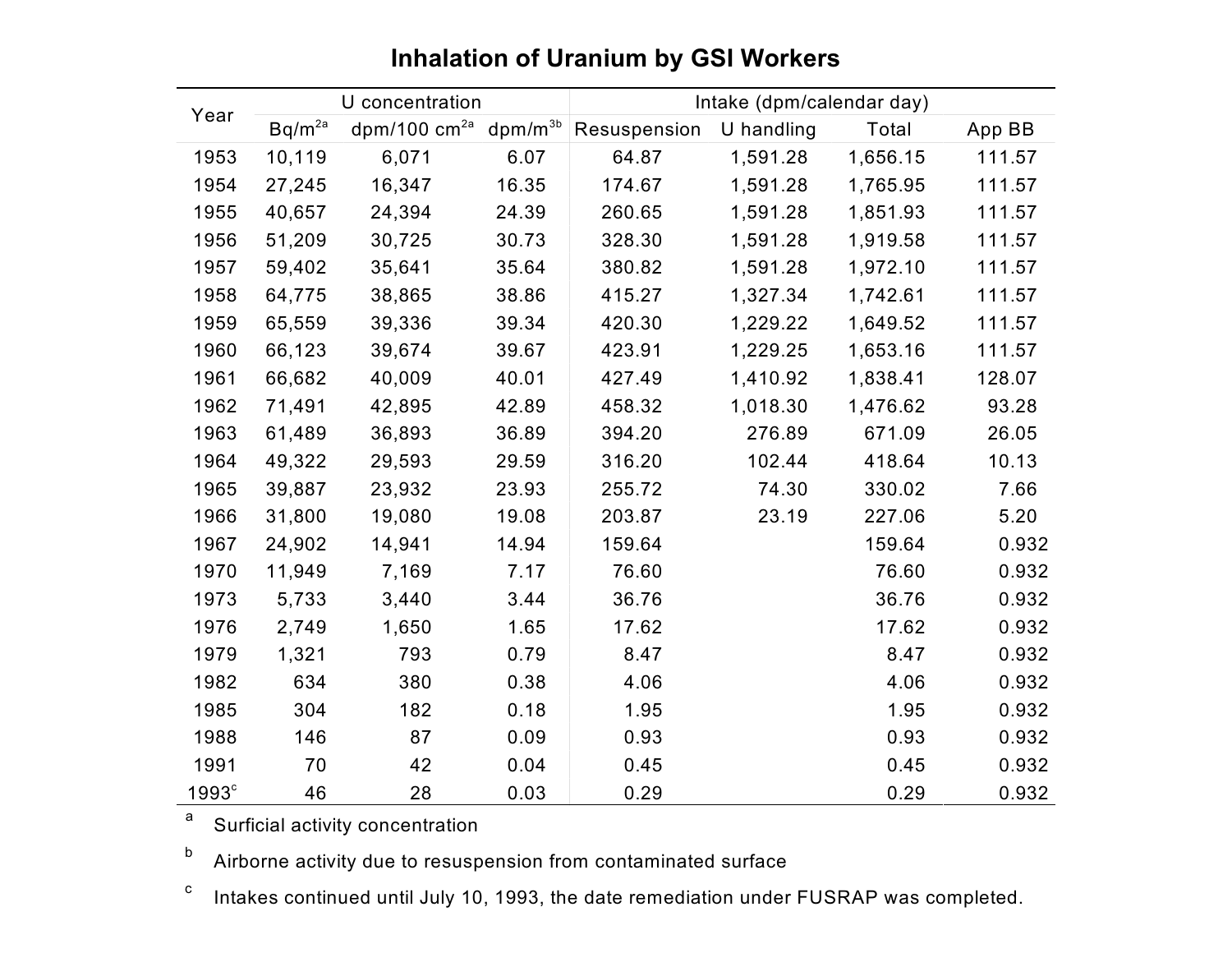## Inhalation of Uranium by GSI Workers

| Year | U concentration | | | Intake (dpm/calendar day) | | | |
|---|---|---|---|---|---|---|---|
| | Bq/m²[a] | dpm/100 cm²[a] | dpm/m³[b] | Resuspension | U handling | Total | App BB |
| 1953 | 10,119 | 6,071 | 6.07 | 64.87 | 1,591.28 | 1,656.15 | 111.57 |
| 1954 | 27,245 | 16,347 | 16.35 | 174.67 | 1,591.28 | 1,765.95 | 111.57 |
| 1955 | 40,657 | 24,394 | 24.39 | 260.65 | 1,591.28 | 1,851.93 | 111.57 |
| 1956 | 51,209 | 30,725 | 30.73 | 328.30 | 1,591.28 | 1,919.58 | 111.57 |
| 1957 | 59,402 | 35,641 | 35.64 | 380.82 | 1,591.28 | 1,972.10 | 111.57 |
| 1958 | 64,775 | 38,865 | 38.86 | 415.27 | 1,327.34 | 1,742.61 | 111.57 |
| 1959 | 65,559 | 39,336 | 39.34 | 420.30 | 1,229.22 | 1,649.52 | 111.57 |
| 1960 | 66,123 | 39,674 | 39.67 | 423.91 | 1,229.25 | 1,653.16 | 111.57 |
| 1961 | 66,682 | 40,009 | 40.01 | 427.49 | 1,410.92 | 1,838.41 | 128.07 |
| 1962 | 71,491 | 42,895 | 42.89 | 458.32 | 1,018.30 | 1,476.62 | 93.28 |
| 1963 | 61,489 | 36,893 | 36.89 | 394.20 | 276.89 | 671.09 | 26.05 |
| 1964 | 49,322 | 29,593 | 29.59 | 316.20 | 102.44 | 418.64 | 10.13 |
| 1965 | 39,887 | 23,932 | 23.93 | 255.72 | 74.30 | 330.02 | 7.66 |
| 1966 | 31,800 | 19,080 | 19.08 | 203.87 | 23.19 | 227.06 | 5.20 |
| 1967 | 24,902 | 14,941 | 14.94 | 159.64 | | 159.64 | 0.932 |
| 1970 | 11,949 | 7,169 | 7.17 | 76.60 | | 76.60 | 0.932 |
| 1973 | 5,733 | 3,440 | 3.44 | 36.76 | | 36.76 | 0.932 |
| 1976 | 2,749 | 1,650 | 1.65 | 17.62 | | 17.62 | 0.932 |
| 1979 | 1,321 | 793 | 0.79 | 8.47 | | 8.47 | 0.932 |
| 1982 | 634 | 380 | 0.38 | 4.06 | | 4.06 | 0.932 |
| 1985 | 304 | 182 | 0.18 | 1.95 | | 1.95 | 0.932 |
| 1988 | 146 | 87 | 0.09 | 0.93 | | 0.93 | 0.932 |
| 1991 | 70 | 42 | 0.04 | 0.45 | | 0.45 | 0.932 |
| 1993[c] | 46 | 28 | 0.03 | 0.29 | | 0.29 | 0.932 |

[a] Surficial activity concentration

[b] Airborne activity due to resuspension from contaminated surface

[c] Intakes continued until July 10, 1993, the date remediation under FUSRAP was completed.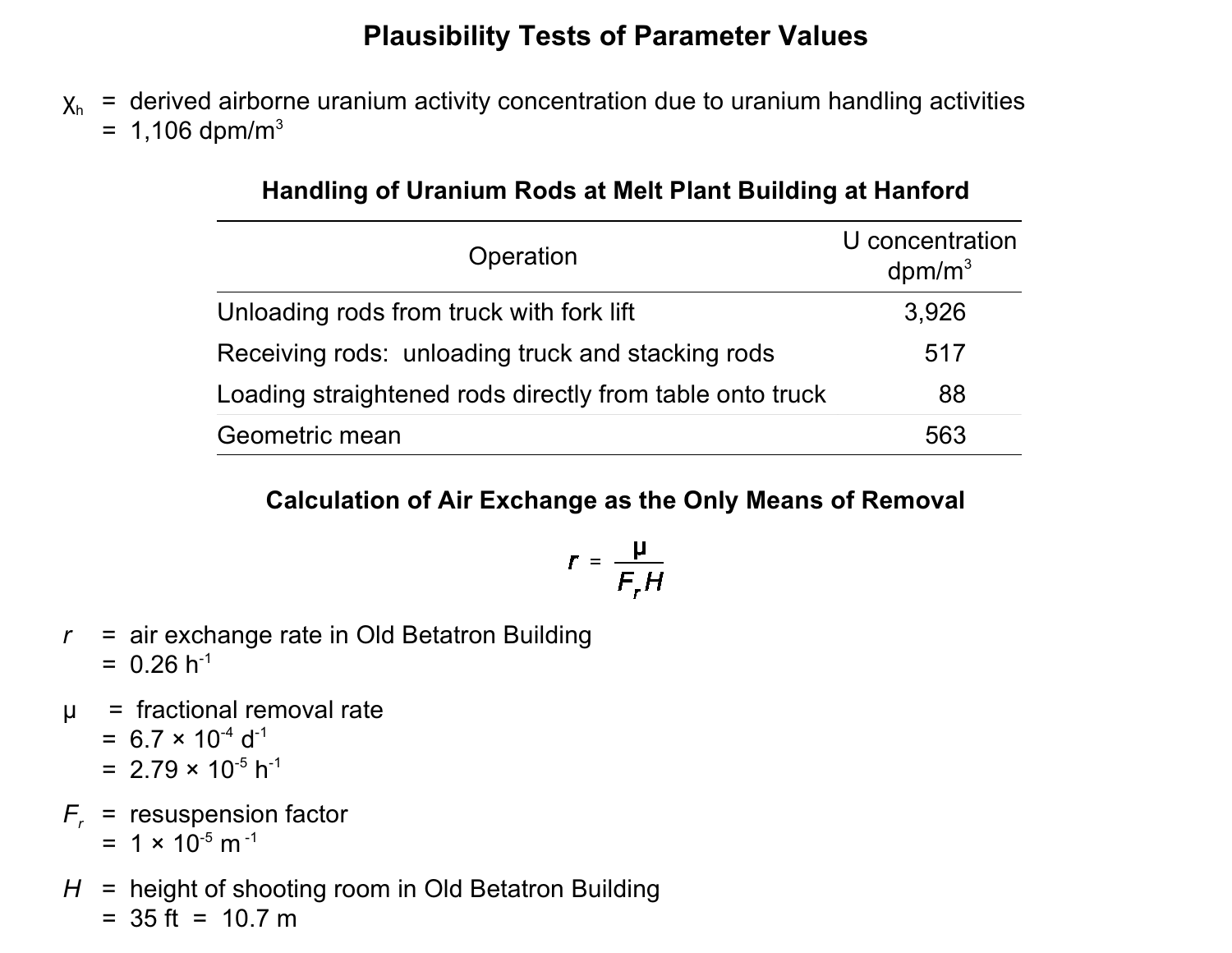## Plausibility Tests of Parameter Values

$\chi_h$ = derived airborne uranium activity concentration due to uranium handling activities
= 1,106 dpm/m$^3$

### Handling of Uranium Rods at Melt Plant Building at Hanford

| Operation | U concentration dpm/m$^3$ |
|---|---|
| Unloading rods from truck with fork lift | 3,926 |
| Receiving rods: unloading truck and stacking rods | 517 |
| Loading straightened rods directly from table onto truck | 88 |
| Geometric mean | 563 |

### Calculation of Air Exchange as the Only Means of Removal

$$r = \frac{\mu}{F_r H}$$

$r$ = air exchange rate in Old Betatron Building
= 0.26 h$^{-1}$

$\mu$ = fractional removal rate
= $6.7 \times 10^{-4}$ d$^{-1}$
= $2.79 \times 10^{-5}$ h$^{-1}$

$F_r$ = resuspension factor
= $1 \times 10^{-5}$ m$^{-1}$

$H$ = height of shooting room in Old Betatron Building
= 35 ft = 10.7 m